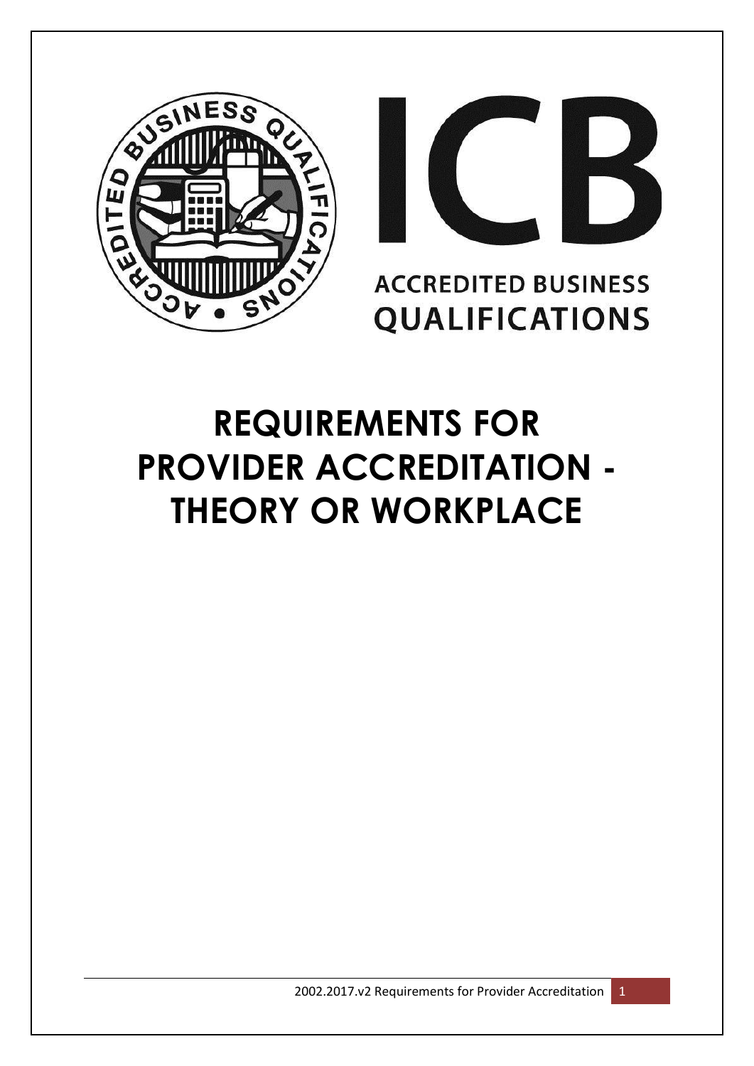ICB

ACCREDITED BUSINESS QUALIFICATIONS

# REQUIREMENTS FOR PROVIDER ACCREDITATION - THEORY OR WORKPLACE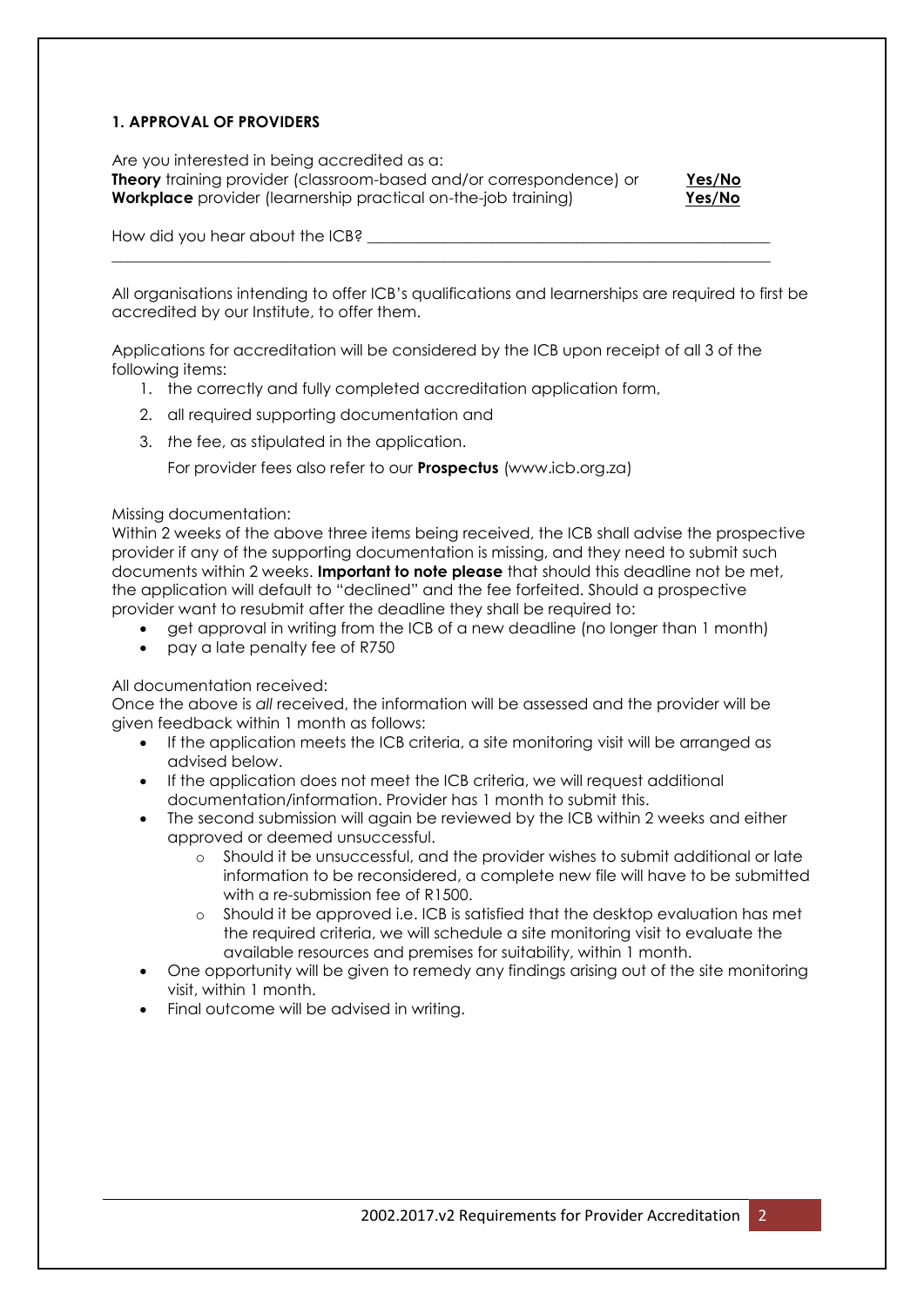### 1. APPROVAL OF PROVIDERS

Are you interested in being accredited as a:

**Theory** training provider (classroom-based and/or correspondence) or **Yes/No**
**Workplace** provider (learnership practical on-the-job training) **Yes/No**

How did you hear about the ICB? ____________________________________________________
_______________________________________________________________________________

All organisations intending to offer ICB's qualifications and learnerships are required to first be accredited by our Institute, to offer them.

Applications for accreditation will be considered by the ICB upon receipt of all 3 of the following items:

1. the correctly and fully completed accreditation application form,
2. all required supporting documentation and
3. the fee, as stipulated in the application.

   For provider fees also refer to our **Prospectus** (www.icb.org.za)

Missing documentation:
Within 2 weeks of the above three items being received, the ICB shall advise the prospective provider if any of the supporting documentation is missing, and they need to submit such documents within 2 weeks. **Important to note please** that should this deadline not be met, the application will default to "declined" and the fee forfeited. Should a prospective provider want to resubmit after the deadline they shall be required to:

- get approval in writing from the ICB of a new deadline (no longer than 1 month)
- pay a late penalty fee of R750

All documentation received:
Once the above is *all* received, the information will be assessed and the provider will be given feedback within 1 month as follows:

- If the application meets the ICB criteria, a site monitoring visit will be arranged as advised below.
- If the application does not meet the ICB criteria, we will request additional documentation/information. Provider has 1 month to submit this.
- The second submission will again be reviewed by the ICB within 2 weeks and either approved or deemed unsuccessful.
  - Should it be unsuccessful, and the provider wishes to submit additional or late information to be reconsidered, a complete new file will have to be submitted with a re-submission fee of R1500.
  - Should it be approved i.e. ICB is satisfied that the desktop evaluation has met the required criteria, we will schedule a site monitoring visit to evaluate the available resources and premises for suitability, within 1 month.
- One opportunity will be given to remedy any findings arising out of the site monitoring visit, within 1 month.
- Final outcome will be advised in writing.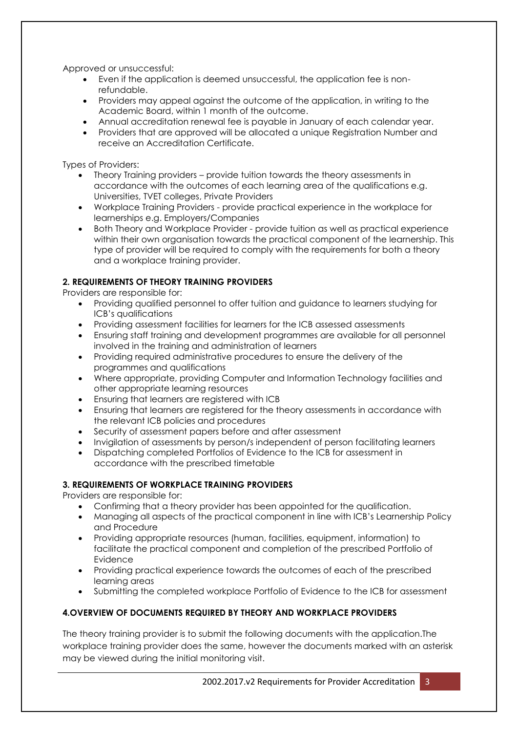Approved or unsuccessful:

- Even if the application is deemed unsuccessful, the application fee is non-refundable.
- Providers may appeal against the outcome of the application, in writing to the Academic Board, within 1 month of the outcome.
- Annual accreditation renewal fee is payable in January of each calendar year.
- Providers that are approved will be allocated a unique Registration Number and receive an Accreditation Certificate.

Types of Providers:

- Theory Training providers – provide tuition towards the theory assessments in accordance with the outcomes of each learning area of the qualifications e.g. Universities, TVET colleges, Private Providers
- Workplace Training Providers - provide practical experience in the workplace for learnerships e.g. Employers/Companies
- Both Theory and Workplace Provider - provide tuition as well as practical experience within their own organisation towards the practical component of the learnership. This type of provider will be required to comply with the requirements for both a theory and a workplace training provider.

**2. REQUIREMENTS OF THEORY TRAINING PROVIDERS**

Providers are responsible for:

- Providing qualified personnel to offer tuition and guidance to learners studying for ICB's qualifications
- Providing assessment facilities for learners for the ICB assessed assessments
- Ensuring staff training and development programmes are available for all personnel involved in the training and administration of learners
- Providing required administrative procedures to ensure the delivery of the programmes and qualifications
- Where appropriate, providing Computer and Information Technology facilities and other appropriate learning resources
- Ensuring that learners are registered with ICB
- Ensuring that learners are registered for the theory assessments in accordance with the relevant ICB policies and procedures
- Security of assessment papers before and after assessment
- Invigilation of assessments by person/s independent of person facilitating learners
- Dispatching completed Portfolios of Evidence to the ICB for assessment in accordance with the prescribed timetable

**3. REQUIREMENTS OF WORKPLACE TRAINING PROVIDERS**

Providers are responsible for:

- Confirming that a theory provider has been appointed for the qualification.
- Managing all aspects of the practical component in line with ICB's Learnership Policy and Procedure
- Providing appropriate resources (human, facilities, equipment, information) to facilitate the practical component and completion of the prescribed Portfolio of Evidence
- Providing practical experience towards the outcomes of each of the prescribed learning areas
- Submitting the completed workplace Portfolio of Evidence to the ICB for assessment

**4.OVERVIEW OF DOCUMENTS REQUIRED BY THEORY AND WORKPLACE PROVIDERS**

The theory training provider is to submit the following documents with the application.The workplace training provider does the same, however the documents marked with an asterisk may be viewed during the initial monitoring visit.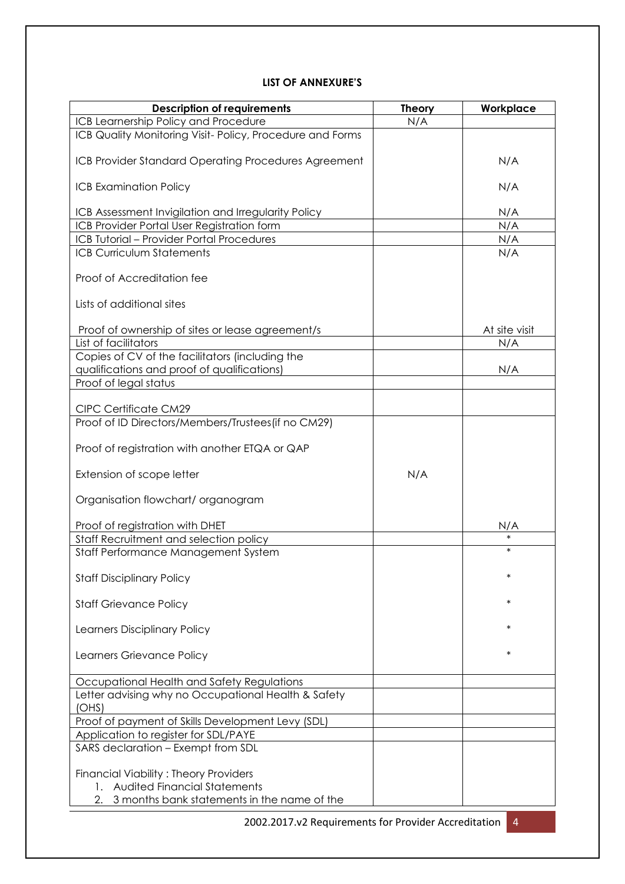**LIST OF ANNEXURE'S**

| Description of requirements | Theory | Workplace |
|---|---|---|
| ICB Learnership Policy and Procedure | N/A | |
| ICB Quality Monitoring Visit- Policy, Procedure and Forms | | |
| ICB Provider Standard Operating Procedures Agreement | | N/A |
| ICB Examination Policy | | N/A |
| ICB Assessment Invigilation and Irregularity Policy | | N/A |
| ICB Provider Portal User Registration form | | N/A |
| ICB Tutorial – Provider Portal Procedures | | N/A |
| ICB Curriculum Statements | | N/A |
| Proof of Accreditation fee | | |
| Lists of additional sites | | |
| Proof of ownership of sites or lease agreement/s | | At site visit |
| List of facilitators | | N/A |
| Copies of CV of the facilitators (including the qualifications and proof of qualifications) | | N/A |
| Proof of legal status | | |
| CIPC Certificate CM29 | | |
| Proof of ID Directors/Members/Trustees(if no CM29) | | |
| Proof of registration with another ETQA or QAP | | |
| Extension of scope letter | N/A | |
| Organisation flowchart/ organogram | | |
| Proof of registration with DHET | | N/A |
| Staff Recruitment and selection policy | | * |
| Staff Performance Management System | | * |
| Staff Disciplinary Policy | | * |
| Staff Grievance Policy | | * |
| Learners Disciplinary Policy | | * |
| Learners Grievance Policy | | * |
| Occupational Health and Safety Regulations | | |
| Letter advising why no Occupational Health & Safety (OHS) | | |
| Proof of payment of Skills Development Levy (SDL) | | |
| Application to register for SDL/PAYE | | |
| SARS declaration – Exempt from SDL | | |
| Financial Viability : Theory Providers<br>1. Audited Financial Statements<br>2. 3 months bank statements in the name of the | | |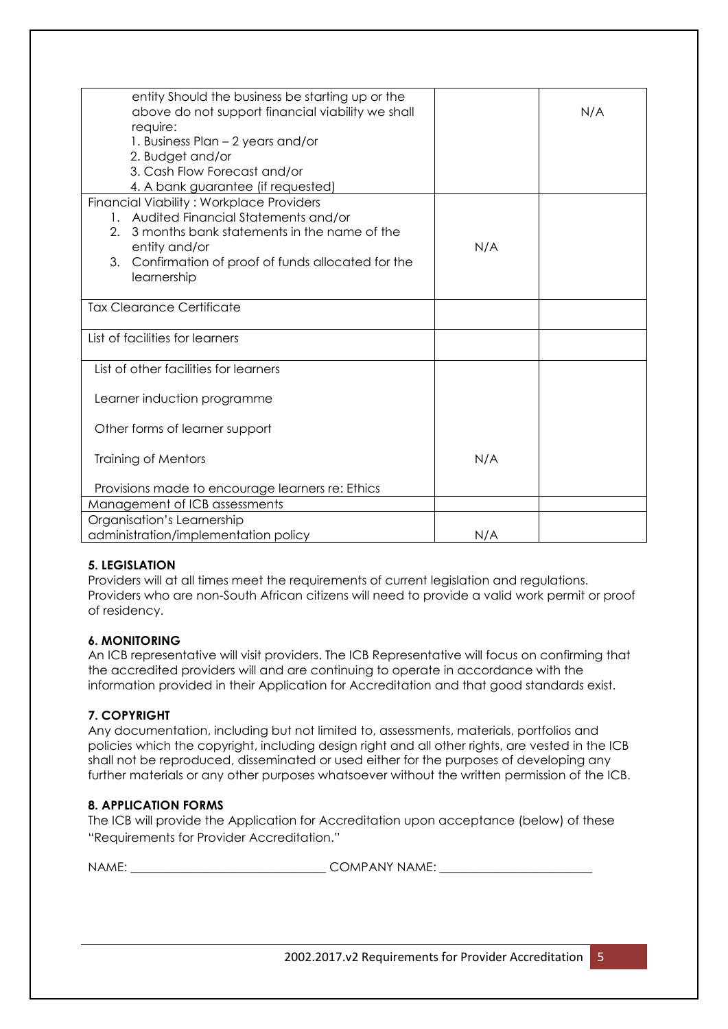| | | |
|---|---|---|
| entity Should the business be starting up or the above do not support financial viability we shall require:<br>1. Business Plan – 2 years and/or<br>2. Budget and/or<br>3. Cash Flow Forecast and/or<br>4. A bank guarantee (if requested) | | N/A |
| Financial Viability : Workplace Providers<br>1. Audited Financial Statements and/or<br>2. 3 months bank statements in the name of the entity and/or<br>3. Confirmation of proof of funds allocated for the learnership | N/A | |
| Tax Clearance Certificate | | |
| List of facilities for learners | | |
| List of other facilities for learners<br><br>Learner induction programme<br><br>Other forms of learner support<br><br>Training of Mentors<br><br>Provisions made to encourage learners re: Ethics | N/A | |
| Management of ICB assessments | | |
| Organisation's Learnership administration/implementation policy | N/A | |

**5. LEGISLATION**

Providers will at all times meet the requirements of current legislation and regulations. Providers who are non-South African citizens will need to provide a valid work permit or proof of residency.

**6. MONITORING**

An ICB representative will visit providers. The ICB Representative will focus on confirming that the accredited providers will and are continuing to operate in accordance with the information provided in their Application for Accreditation and that good standards exist.

**7. COPYRIGHT**

Any documentation, including but not limited to, assessments, materials, portfolios and policies which the copyright, including design right and all other rights, are vested in the ICB shall not be reproduced, disseminated or used either for the purposes of developing any further materials or any other purposes whatsoever without the written permission of the ICB.

**8. APPLICATION FORMS**

The ICB will provide the Application for Accreditation upon acceptance (below) of these "Requirements for Provider Accreditation."

NAME: ______________________________ COMPANY NAME: ________________________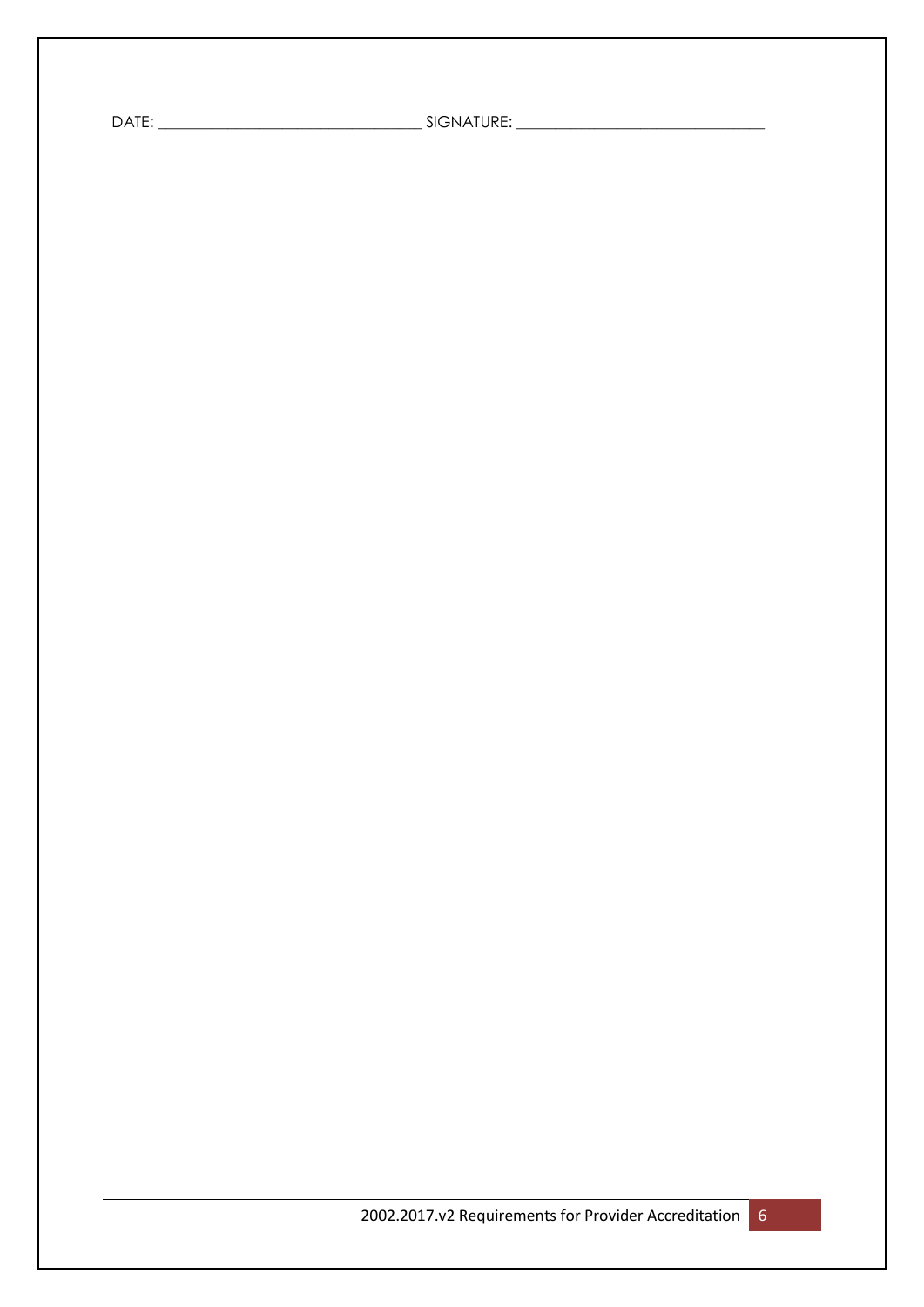DATE: ________________________________ SIGNATURE: ______________________________